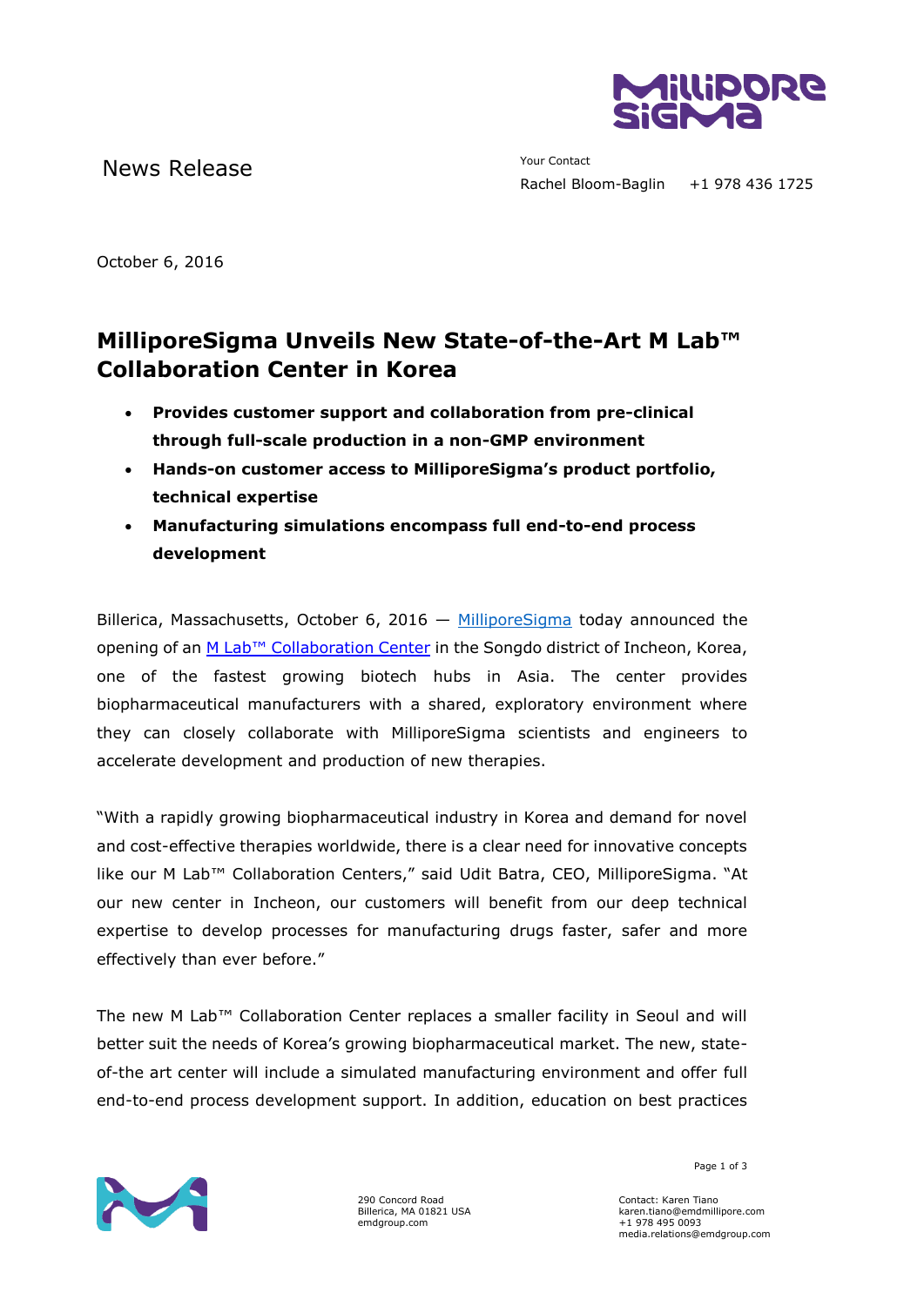News Release

Your Contact
Rachel Bloom-Baglin +1 978 436 1725

October 6, 2016

# MilliporeSigma Unveils New State-of-the-Art M Lab™ Collaboration Center in Korea

- **Provides customer support and collaboration from pre-clinical through full-scale production in a non-GMP environment**
- **Hands-on customer access to MilliporeSigma's product portfolio, technical expertise**
- **Manufacturing simulations encompass full end-to-end process development**

Billerica, Massachusetts, October 6, 2016 — MilliporeSigma today announced the opening of an M Lab™ Collaboration Center in the Songdo district of Incheon, Korea, one of the fastest growing biotech hubs in Asia. The center provides biopharmaceutical manufacturers with a shared, exploratory environment where they can closely collaborate with MilliporeSigma scientists and engineers to accelerate development and production of new therapies.

"With a rapidly growing biopharmaceutical industry in Korea and demand for novel and cost-effective therapies worldwide, there is a clear need for innovative concepts like our M Lab™ Collaboration Centers," said Udit Batra, CEO, MilliporeSigma. "At our new center in Incheon, our customers will benefit from our deep technical expertise to develop processes for manufacturing drugs faster, safer and more effectively than ever before."

The new M Lab™ Collaboration Center replaces a smaller facility in Seoul and will better suit the needs of Korea's growing biopharmaceutical market. The new, state-of-the art center will include a simulated manufacturing environment and offer full end-to-end process development support. In addition, education on best practices

290 Concord Road
Billerica, MA 01821 USA
emdgroup.com

Contact: Karen Tiano
karen.tiano@emdmillipore.com
+1 978 495 0093
media.relations@emdgroup.com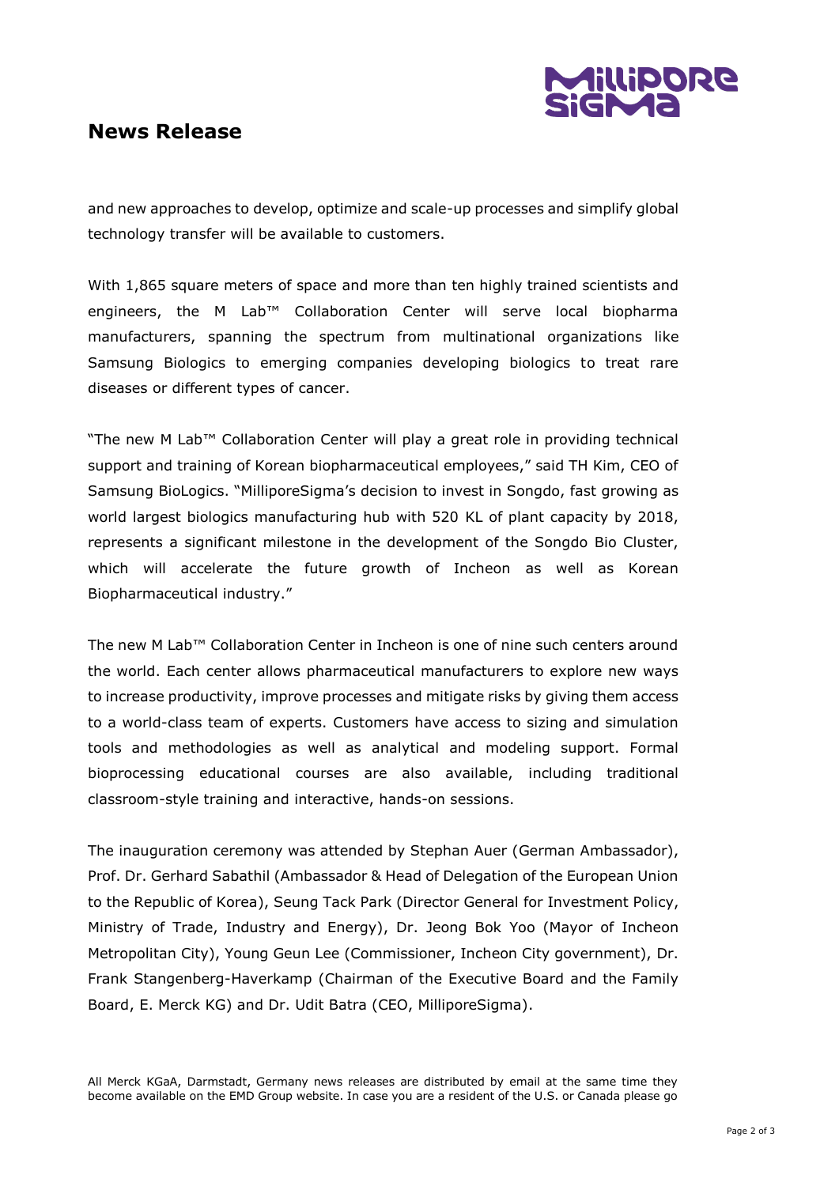## News Release

and new approaches to develop, optimize and scale-up processes and simplify global technology transfer will be available to customers.

With 1,865 square meters of space and more than ten highly trained scientists and engineers, the M Lab™ Collaboration Center will serve local biopharma manufacturers, spanning the spectrum from multinational organizations like Samsung Biologics to emerging companies developing biologics to treat rare diseases or different types of cancer.

"The new M Lab™ Collaboration Center will play a great role in providing technical support and training of Korean biopharmaceutical employees," said TH Kim, CEO of Samsung BioLogics. "MilliporeSigma's decision to invest in Songdo, fast growing as world largest biologics manufacturing hub with 520 KL of plant capacity by 2018, represents a significant milestone in the development of the Songdo Bio Cluster, which will accelerate the future growth of Incheon as well as Korean Biopharmaceutical industry."

The new M Lab™ Collaboration Center in Incheon is one of nine such centers around the world. Each center allows pharmaceutical manufacturers to explore new ways to increase productivity, improve processes and mitigate risks by giving them access to a world-class team of experts. Customers have access to sizing and simulation tools and methodologies as well as analytical and modeling support. Formal bioprocessing educational courses are also available, including traditional classroom-style training and interactive, hands-on sessions.

The inauguration ceremony was attended by Stephan Auer (German Ambassador), Prof. Dr. Gerhard Sabathil (Ambassador & Head of Delegation of the European Union to the Republic of Korea), Seung Tack Park (Director General for Investment Policy, Ministry of Trade, Industry and Energy), Dr. Jeong Bok Yoo (Mayor of Incheon Metropolitan City), Young Geun Lee (Commissioner, Incheon City government), Dr. Frank Stangenberg-Haverkamp (Chairman of the Executive Board and the Family Board, E. Merck KG) and Dr. Udit Batra (CEO, MilliporeSigma).

All Merck KGaA, Darmstadt, Germany news releases are distributed by email at the same time they become available on the EMD Group website. In case you are a resident of the U.S. or Canada please go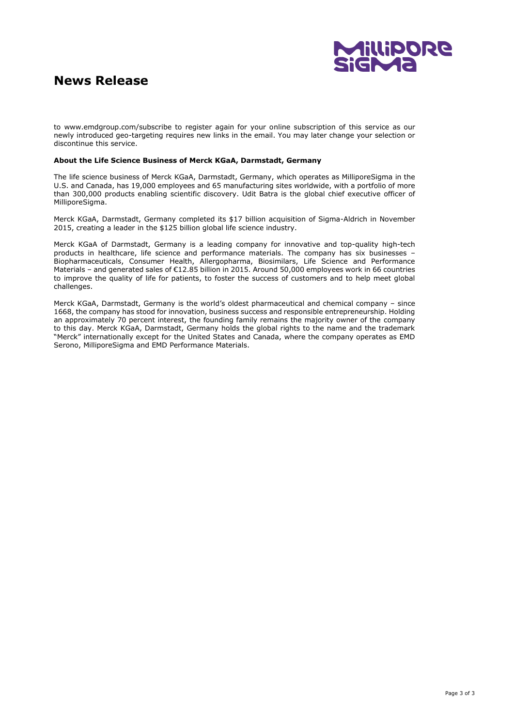to www.emdgroup.com/subscribe to register again for your online subscription of this service as our newly introduced geo-targeting requires new links in the email. You may later change your selection or discontinue this service.

**About the Life Science Business of Merck KGaA, Darmstadt, Germany**

The life science business of Merck KGaA, Darmstadt, Germany, which operates as MilliporeSigma in the U.S. and Canada, has 19,000 employees and 65 manufacturing sites worldwide, with a portfolio of more than 300,000 products enabling scientific discovery. Udit Batra is the global chief executive officer of MilliporeSigma.

Merck KGaA, Darmstadt, Germany completed its $17 billion acquisition of Sigma-Aldrich in November 2015, creating a leader in the $125 billion global life science industry.

Merck KGaA of Darmstadt, Germany is a leading company for innovative and top-quality high-tech products in healthcare, life science and performance materials. The company has six businesses – Biopharmaceuticals, Consumer Health, Allergopharma, Biosimilars, Life Science and Performance Materials – and generated sales of €12.85 billion in 2015. Around 50,000 employees work in 66 countries to improve the quality of life for patients, to foster the success of customers and to help meet global challenges.

Merck KGaA, Darmstadt, Germany is the world's oldest pharmaceutical and chemical company – since 1668, the company has stood for innovation, business success and responsible entrepreneurship. Holding an approximately 70 percent interest, the founding family remains the majority owner of the company to this day. Merck KGaA, Darmstadt, Germany holds the global rights to the name and the trademark "Merck" internationally except for the United States and Canada, where the company operates as EMD Serono, MilliporeSigma and EMD Performance Materials.